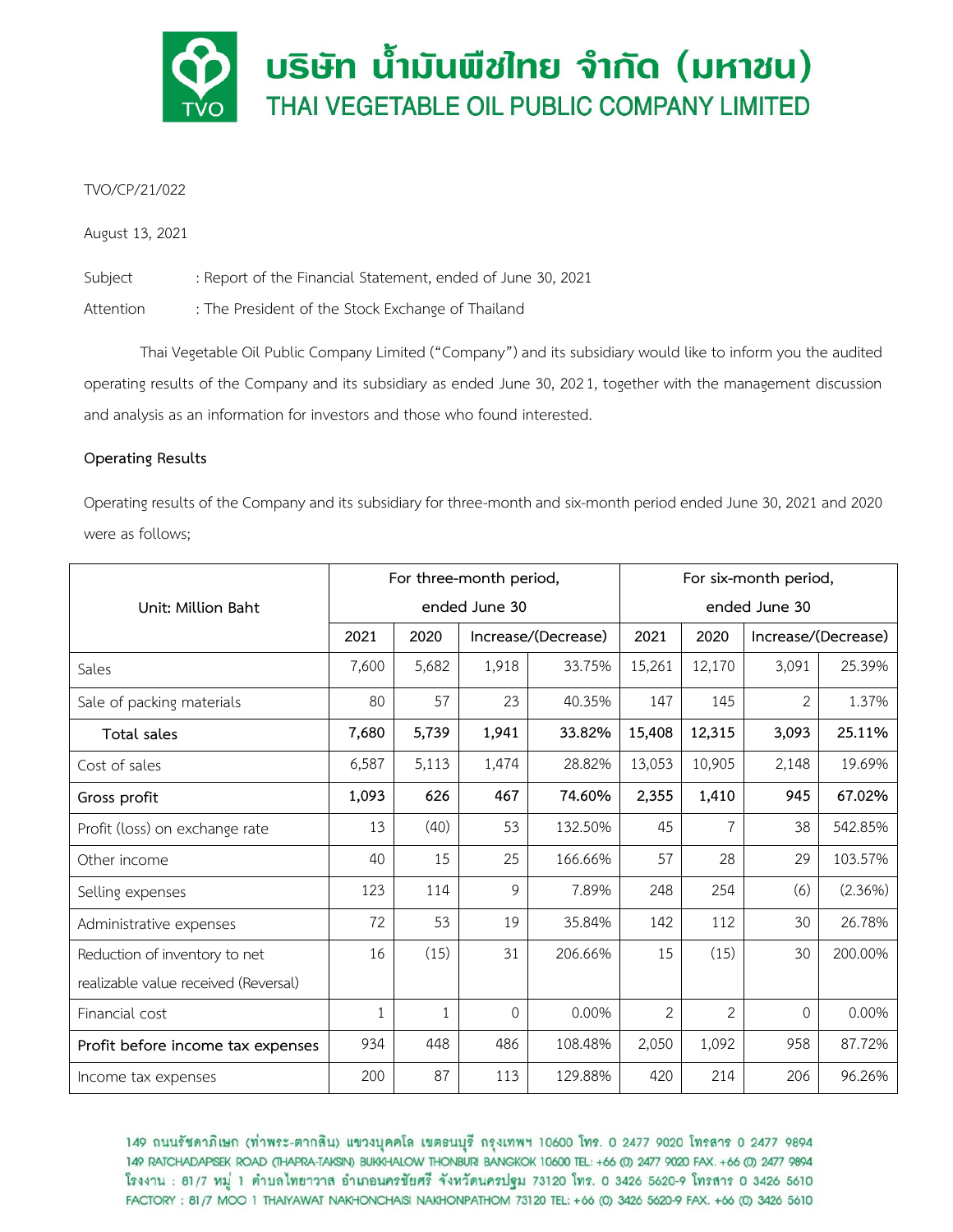# บริษัท น้ำมันพืชไทย จำกัด (มหาชน)
## THAI VEGETABLE OIL PUBLIC COMPANY LIMITED

TVO/CP/21/022

August 13, 2021

Subject : Report of the Financial Statement, ended of June 30, 2021

Attention : The President of the Stock Exchange of Thailand

Thai Vegetable Oil Public Company Limited ("Company") and its subsidiary would like to inform you the audited operating results of the Company and its subsidiary as ended June 30, 2021, together with the management discussion and analysis as an information for investors and those who found interested.

**Operating Results**

Operating results of the Company and its subsidiary for three-month and six-month period ended June 30, 2021 and 2020 were as follows;

| Unit: Million Baht | For three-month period, ended June 30 | | | | For six-month period, ended June 30 | | | |
|---|---|---|---|---|---|---|---|---|
| | 2021 | 2020 | Increase/(Decrease) | | 2021 | 2020 | Increase/(Decrease) | |
| Sales | 7,600 | 5,682 | 1,918 | 33.75% | 15,261 | 12,170 | 3,091 | 25.39% |
| Sale of packing materials | 80 | 57 | 23 | 40.35% | 147 | 145 | 2 | 1.37% |
| **Total sales** | **7,680** | **5,739** | **1,941** | **33.82%** | **15,408** | **12,315** | **3,093** | **25.11%** |
| Cost of sales | 6,587 | 5,113 | 1,474 | 28.82% | 13,053 | 10,905 | 2,148 | 19.69% |
| **Gross profit** | **1,093** | **626** | **467** | **74.60%** | **2,355** | **1,410** | **945** | **67.02%** |
| Profit (loss) on exchange rate | 13 | (40) | 53 | 132.50% | 45 | 7 | 38 | 542.85% |
| Other income | 40 | 15 | 25 | 166.66% | 57 | 28 | 29 | 103.57% |
| Selling expenses | 123 | 114 | 9 | 7.89% | 248 | 254 | (6) | (2.36%) |
| Administrative expenses | 72 | 53 | 19 | 35.84% | 142 | 112 | 30 | 26.78% |
| Reduction of inventory to net realizable value received (Reversal) | 16 | (15) | 31 | 206.66% | 15 | (15) | 30 | 200.00% |
| Financial cost | 1 | 1 | 0 | 0.00% | 2 | 2 | 0 | 0.00% |
| **Profit before income tax expenses** | 934 | 448 | 486 | 108.48% | 2,050 | 1,092 | 958 | 87.72% |
| Income tax expenses | 200 | 87 | 113 | 129.88% | 420 | 214 | 206 | 96.26% |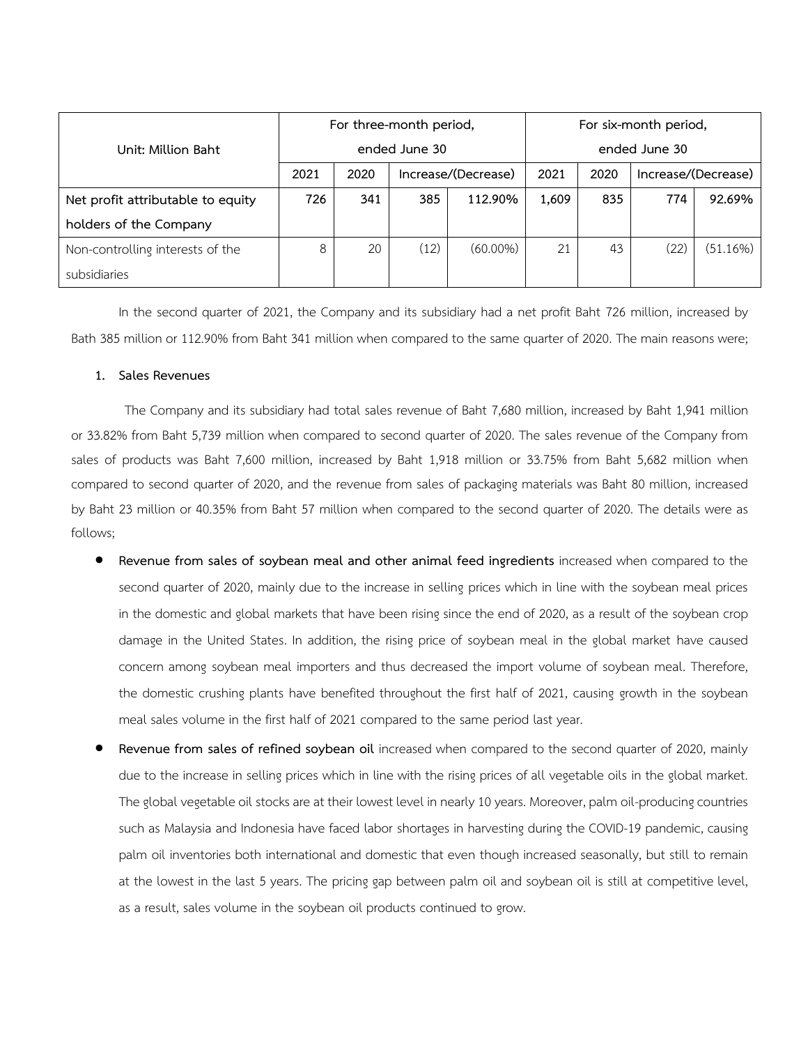| Unit: Million Baht | For three-month period, ended June 30 | | | | For six-month period, ended June 30 | | | |
|---|---|---|---|---|---|---|---|---|
| | 2021 | 2020 | Increase/(Decrease) | | 2021 | 2020 | Increase/(Decrease) | |
| **Net profit attributable to equity holders of the Company** | **726** | **341** | **385** | **112.90%** | **1,609** | **835** | **774** | **92.69%** |
| Non-controlling interests of the subsidiaries | 8 | 20 | (12) | (60.00%) | 21 | 43 | (22) | (51.16%) |

In the second quarter of 2021, the Company and its subsidiary had a net profit Baht 726 million, increased by Bath 385 million or 112.90% from Baht 341 million when compared to the same quarter of 2020. The main reasons were;

**1. Sales Revenues**

The Company and its subsidiary had total sales revenue of Baht 7,680 million, increased by Baht 1,941 million or 33.82% from Baht 5,739 million when compared to second quarter of 2020. The sales revenue of the Company from sales of products was Baht 7,600 million, increased by Baht 1,918 million or 33.75% from Baht 5,682 million when compared to second quarter of 2020, and the revenue from sales of packaging materials was Baht 80 million, increased by Baht 23 million or 40.35% from Baht 57 million when compared to the second quarter of 2020. The details were as follows;

- **Revenue from sales of soybean meal and other animal feed ingredients** increased when compared to the second quarter of 2020, mainly due to the increase in selling prices which in line with the soybean meal prices in the domestic and global markets that have been rising since the end of 2020, as a result of the soybean crop damage in the United States. In addition, the rising price of soybean meal in the global market have caused concern among soybean meal importers and thus decreased the import volume of soybean meal. Therefore, the domestic crushing plants have benefited throughout the first half of 2021, causing growth in the soybean meal sales volume in the first half of 2021 compared to the same period last year.
- **Revenue from sales of refined soybean oil** increased when compared to the second quarter of 2020, mainly due to the increase in selling prices which in line with the rising prices of all vegetable oils in the global market. The global vegetable oil stocks are at their lowest level in nearly 10 years. Moreover, palm oil-producing countries such as Malaysia and Indonesia have faced labor shortages in harvesting during the COVID-19 pandemic, causing palm oil inventories both international and domestic that even though increased seasonally, but still to remain at the lowest in the last 5 years. The pricing gap between palm oil and soybean oil is still at competitive level, as a result, sales volume in the soybean oil products continued to grow.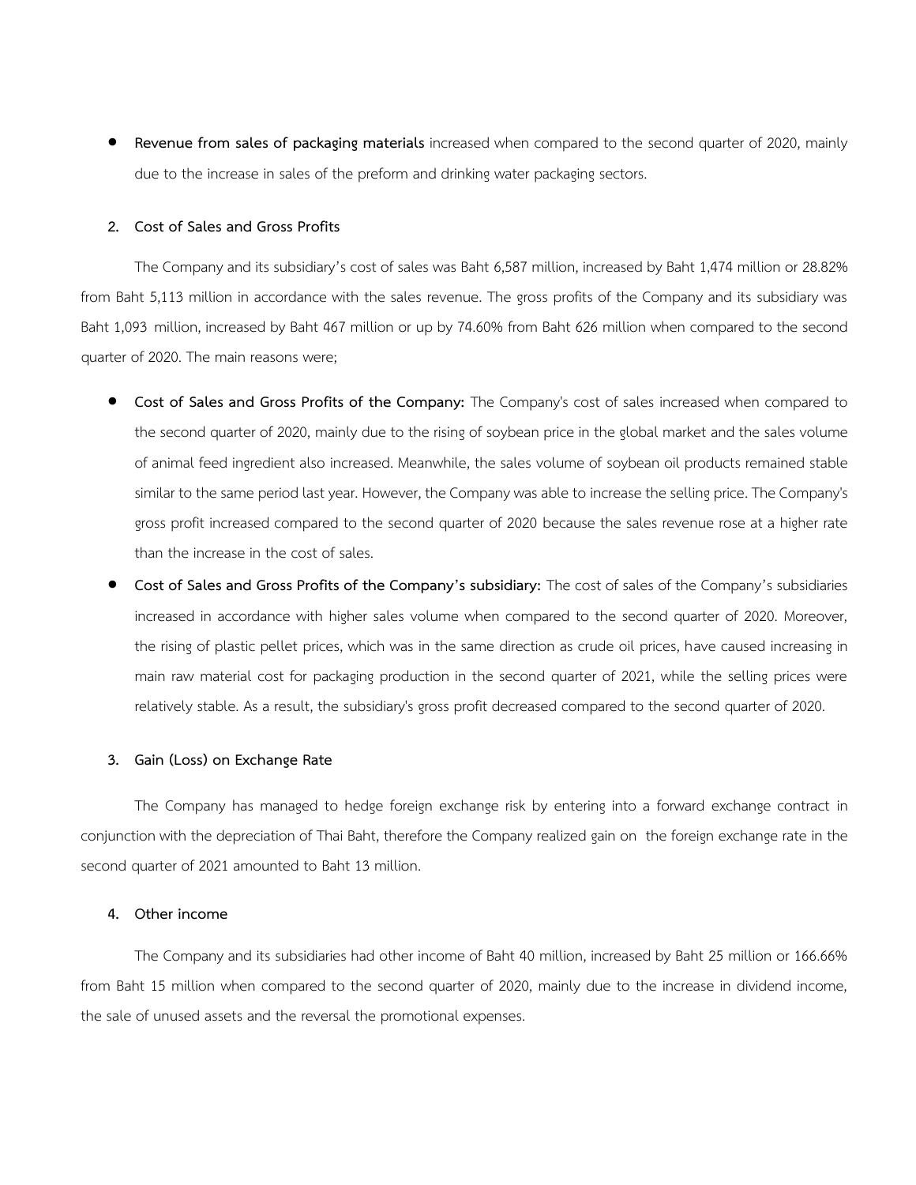- **Revenue from sales of packaging materials** increased when compared to the second quarter of 2020, mainly due to the increase in sales of the preform and drinking water packaging sectors.

**2. Cost of Sales and Gross Profits**

The Company and its subsidiary's cost of sales was Baht 6,587 million, increased by Baht 1,474 million or 28.82% from Baht 5,113 million in accordance with the sales revenue. The gross profits of the Company and its subsidiary was Baht 1,093 million, increased by Baht 467 million or up by 74.60% from Baht 626 million when compared to the second quarter of 2020. The main reasons were;

- **Cost of Sales and Gross Profits of the Company:** The Company's cost of sales increased when compared to the second quarter of 2020, mainly due to the rising of soybean price in the global market and the sales volume of animal feed ingredient also increased. Meanwhile, the sales volume of soybean oil products remained stable similar to the same period last year. However, the Company was able to increase the selling price. The Company's gross profit increased compared to the second quarter of 2020 because the sales revenue rose at a higher rate than the increase in the cost of sales.
- **Cost of Sales and Gross Profits of the Company's subsidiary:** The cost of sales of the Company's subsidiaries increased in accordance with higher sales volume when compared to the second quarter of 2020. Moreover, the rising of plastic pellet prices, which was in the same direction as crude oil prices, have caused increasing in main raw material cost for packaging production in the second quarter of 2021, while the selling prices were relatively stable. As a result, the subsidiary's gross profit decreased compared to the second quarter of 2020.

**3. Gain (Loss) on Exchange Rate**

The Company has managed to hedge foreign exchange risk by entering into a forward exchange contract in conjunction with the depreciation of Thai Baht, therefore the Company realized gain on the foreign exchange rate in the second quarter of 2021 amounted to Baht 13 million.

**4. Other income**

The Company and its subsidiaries had other income of Baht 40 million, increased by Baht 25 million or 166.66% from Baht 15 million when compared to the second quarter of 2020, mainly due to the increase in dividend income, the sale of unused assets and the reversal the promotional expenses.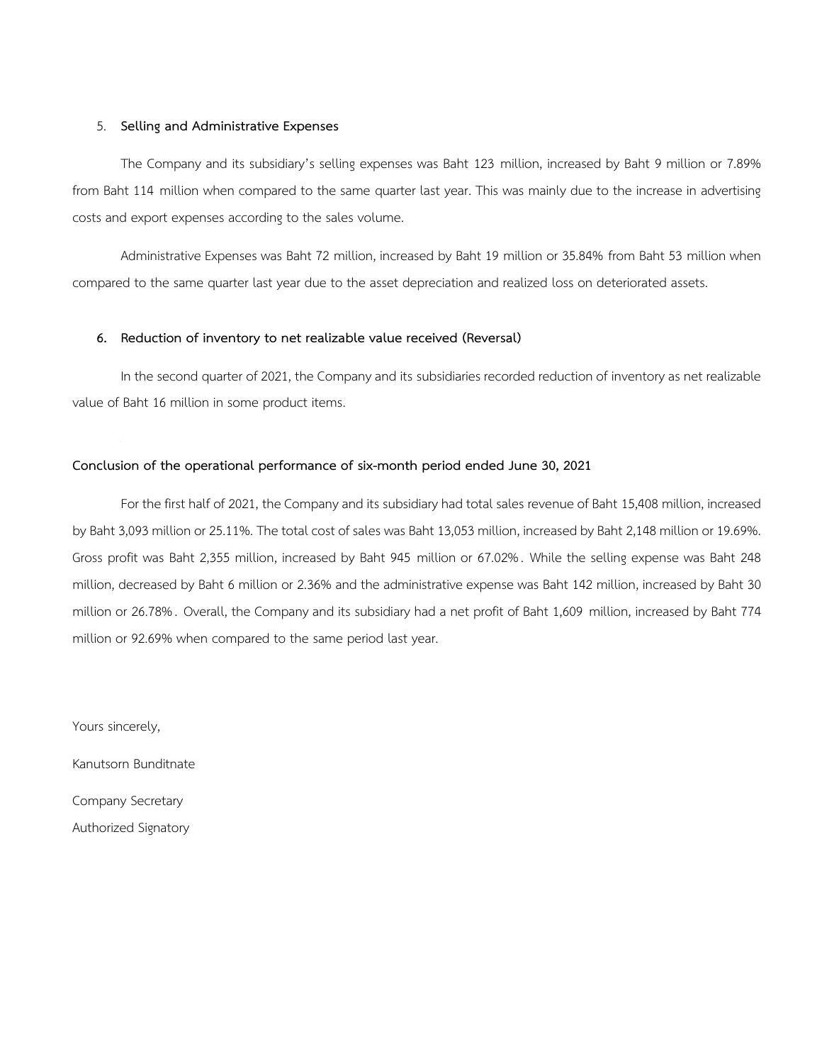5. **Selling and Administrative Expenses**

The Company and its subsidiary's selling expenses was Baht 123 million, increased by Baht 9 million or 7.89% from Baht 114 million when compared to the same quarter last year. This was mainly due to the increase in advertising costs and export expenses according to the sales volume.

Administrative Expenses was Baht 72 million, increased by Baht 19 million or 35.84% from Baht 53 million when compared to the same quarter last year due to the asset depreciation and realized loss on deteriorated assets.

6. **Reduction of inventory to net realizable value received (Reversal)**

In the second quarter of 2021, the Company and its subsidiaries recorded reduction of inventory as net realizable value of Baht 16 million in some product items.

**Conclusion of the operational performance of six-month period ended June 30, 2021**

For the first half of 2021, the Company and its subsidiary had total sales revenue of Baht 15,408 million, increased by Baht 3,093 million or 25.11%. The total cost of sales was Baht 13,053 million, increased by Baht 2,148 million or 19.69%. Gross profit was Baht 2,355 million, increased by Baht 945 million or 67.02%. While the selling expense was Baht 248 million, decreased by Baht 6 million or 2.36% and the administrative expense was Baht 142 million, increased by Baht 30 million or 26.78%. Overall, the Company and its subsidiary had a net profit of Baht 1,609 million, increased by Baht 774 million or 92.69% when compared to the same period last year.

Yours sincerely,

Kanutsorn Bunditnate

Company Secretary

Authorized Signatory